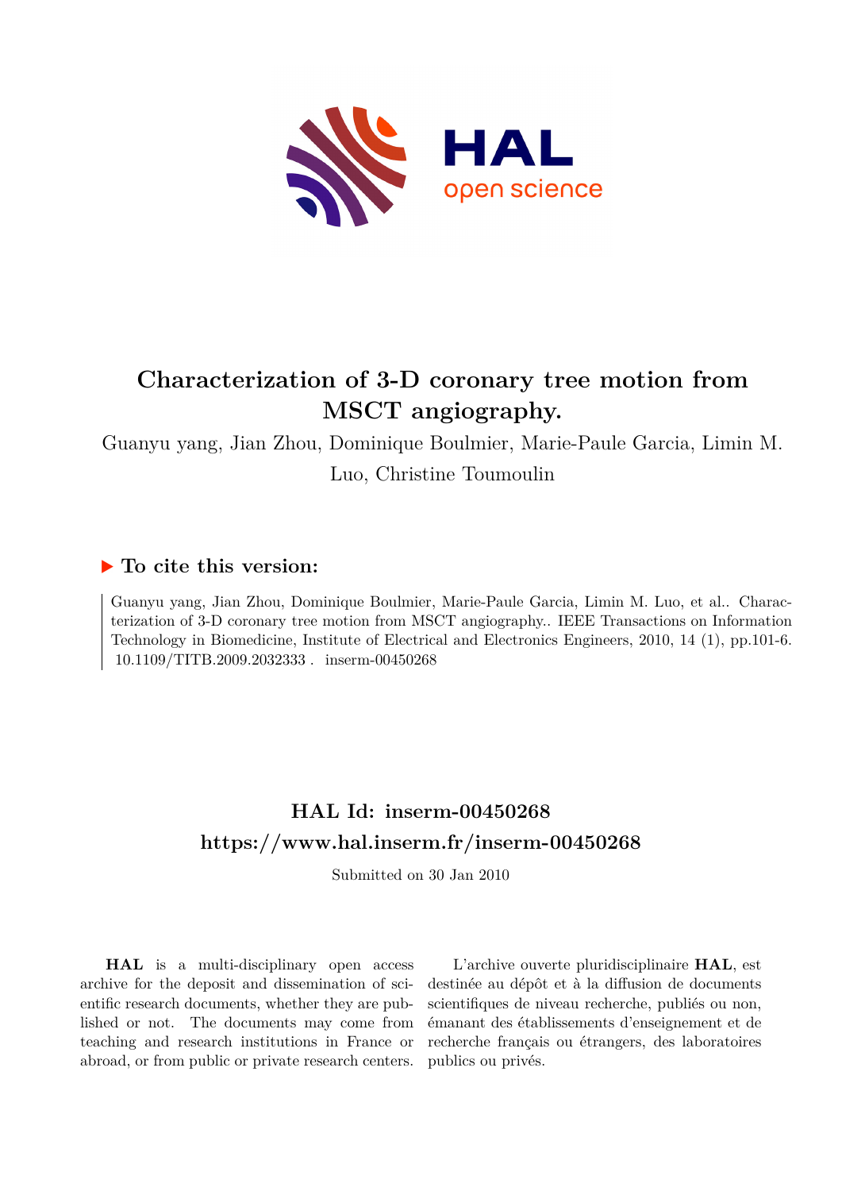# Characterization of 3-D coronary tree motion from MSCT angiography.

Guanyu yang, Jian Zhou, Dominique Boulmier, Marie-Paule Garcia, Limin M. Luo, Christine Toumoulin

## ▶ To cite this version:

Guanyu yang, Jian Zhou, Dominique Boulmier, Marie-Paule Garcia, Limin M. Luo, et al.. Characterization of 3-D coronary tree motion from MSCT angiography.. IEEE Transactions on Information Technology in Biomedicine, Institute of Electrical and Electronics Engineers, 2010, 14 (1), pp.101-6. 10.1109/TITB.2009.2032333 . inserm-00450268

## HAL Id: inserm-00450268

## https://www.hal.inserm.fr/inserm-00450268

Submitted on 30 Jan 2010

**HAL** is a multi-disciplinary open access archive for the deposit and dissemination of scientific research documents, whether they are published or not. The documents may come from teaching and research institutions in France or abroad, or from public or private research centers.

L'archive ouverte pluridisciplinaire **HAL**, est destinée au dépôt et à la diffusion de documents scientifiques de niveau recherche, publiés ou non, émanant des établissements d'enseignement et de recherche français ou étrangers, des laboratoires publics ou privés.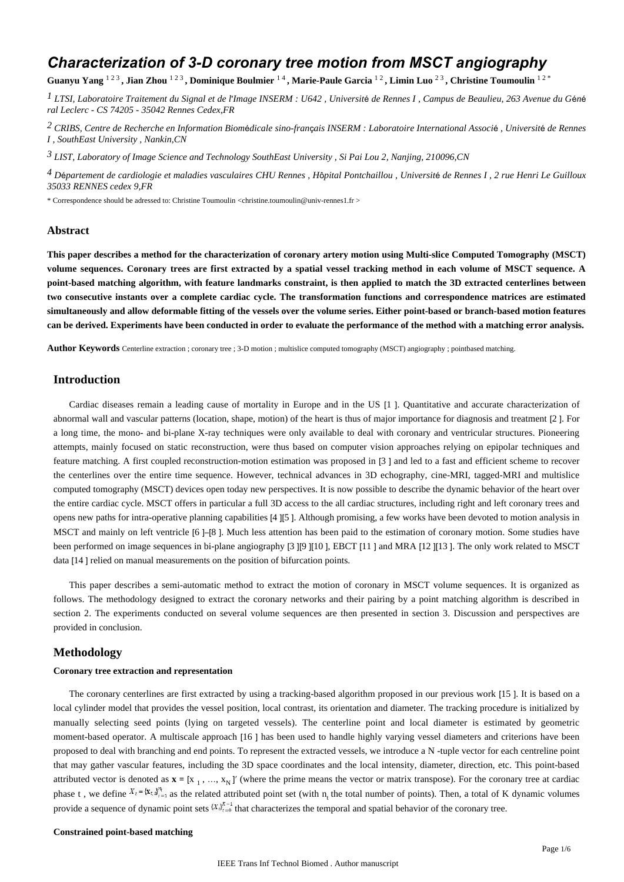# Characterization of 3-D coronary tree motion from MSCT angiography

**Guanyu Yang** [1 2 3] **, Jian Zhou** [1 2 3] **, Dominique Boulmier** [1 4] **, Marie-Paule Garcia** [1 2] **, Limin Luo** [2 3] **, Christine Toumoulin** [1 2 *]

[1] *LTSI, Laboratoire Traitement du Signal et de l'Image INSERM : U642 , Université de Rennes I , Campus de Beaulieu, 263 Avenue du Général Leclerc - CS 74205 - 35042 Rennes Cedex,FR*

[2] *CRIBS, Centre de Recherche en Information Biomédicale sino-français INSERM : Laboratoire International Associé , Université de Rennes I , SouthEast University , Nankin,CN*

[3] *LIST, Laboratory of Image Science and Technology SouthEast University , Si Pai Lou 2, Nanjing, 210096,CN*

[4] *Département de cardiologie et maladies vasculaires CHU Rennes , Hôpital Pontchaillou , Université de Rennes I , 2 rue Henri Le Guilloux 35033 RENNES cedex 9,FR*

\* Correspondence should be adressed to: Christine Toumoulin <christine.toumoulin@univ-rennes1.fr >

## Abstract

**This paper describes a method for the characterization of coronary artery motion using Multi-slice Computed Tomography (MSCT) volume sequences. Coronary trees are first extracted by a spatial vessel tracking method in each volume of MSCT sequence. A point-based matching algorithm, with feature landmarks constraint, is then applied to match the 3D extracted centerlines between two consecutive instants over a complete cardiac cycle. The transformation functions and correspondence matrices are estimated simultaneously and allow deformable fitting of the vessels over the volume series. Either point-based or branch-based motion features can be derived. Experiments have been conducted in order to evaluate the performance of the method with a matching error analysis.**

**Author Keywords** Centerline extraction ; coronary tree ; 3-D motion ; multislice computed tomography (MSCT) angiography ; pointbased matching.

## Introduction

Cardiac diseases remain a leading cause of mortality in Europe and in the US [1 ]. Quantitative and accurate characterization of abnormal wall and vascular patterns (location, shape, motion) of the heart is thus of major importance for diagnosis and treatment [2 ]. For a long time, the mono- and bi-plane X-ray techniques were only available to deal with coronary and ventricular structures. Pioneering attempts, mainly focused on static reconstruction, were thus based on computer vision approaches relying on epipolar techniques and feature matching. A first coupled reconstruction-motion estimation was proposed in [3 ] and led to a fast and efficient scheme to recover the centerlines over the entire time sequence. However, technical advances in 3D echography, cine-MRI, tagged-MRI and multislice computed tomography (MSCT) devices open today new perspectives. It is now possible to describe the dynamic behavior of the heart over the entire cardiac cycle. MSCT offers in particular a full 3D access to the all cardiac structures, including right and left coronary trees and opens new paths for intra-operative planning capabilities [4 ][5 ]. Although promising, a few works have been devoted to motion analysis in MSCT and mainly on left ventricle [6 ]–[8 ]. Much less attention has been paid to the estimation of coronary motion. Some studies have been performed on image sequences in bi-plane angiography [3 ][9 ][10 ], EBCT [11 ] and MRA [12 ][13 ]. The only work related to MSCT data [14 ] relied on manual measurements on the position of bifurcation points.

This paper describes a semi-automatic method to extract the motion of coronary in MSCT volume sequences. It is organized as follows. The methodology designed to extract the coronary networks and their pairing by a point matching algorithm is described in section 2. The experiments conducted on several volume sequences are then presented in section 3. Discussion and perspectives are provided in conclusion.

## Methodology

### Coronary tree extraction and representation

The coronary centerlines are first extracted by using a tracking-based algorithm proposed in our previous work [15 ]. It is based on a local cylinder model that provides the vessel position, local contrast, its orientation and diameter. The tracking procedure is initialized by manually selecting seed points (lying on targeted vessels). The centerline point and local diameter is estimated by geometric moment-based operator. A multiscale approach [16 ] has been used to handle highly varying vessel diameters and criterions have been proposed to deal with branching and end points. To represent the extracted vessels, we introduce a N -tuple vector for each centreline point that may gather vascular features, including the 3D space coordinates and the local intensity, diameter, direction, etc. This point-based attributed vector is denoted as $\mathbf{x} = [x_1, \ldots, x_N]'$ (where the prime means the vector or matrix transpose). For the coronary tree at cardiac phase t , we define $X_t = \{\mathbf{x}_{t,i}\}_{i=1}^{n_t}$ as the related attributed point set (with $n_t$ the total number of points). Then, a total of K dynamic volumes provide a sequence of dynamic point sets $\{X_t\}_{t=0}^{K-1}$ that characterizes the temporal and spatial behavior of the coronary tree.

### Constrained point-based matching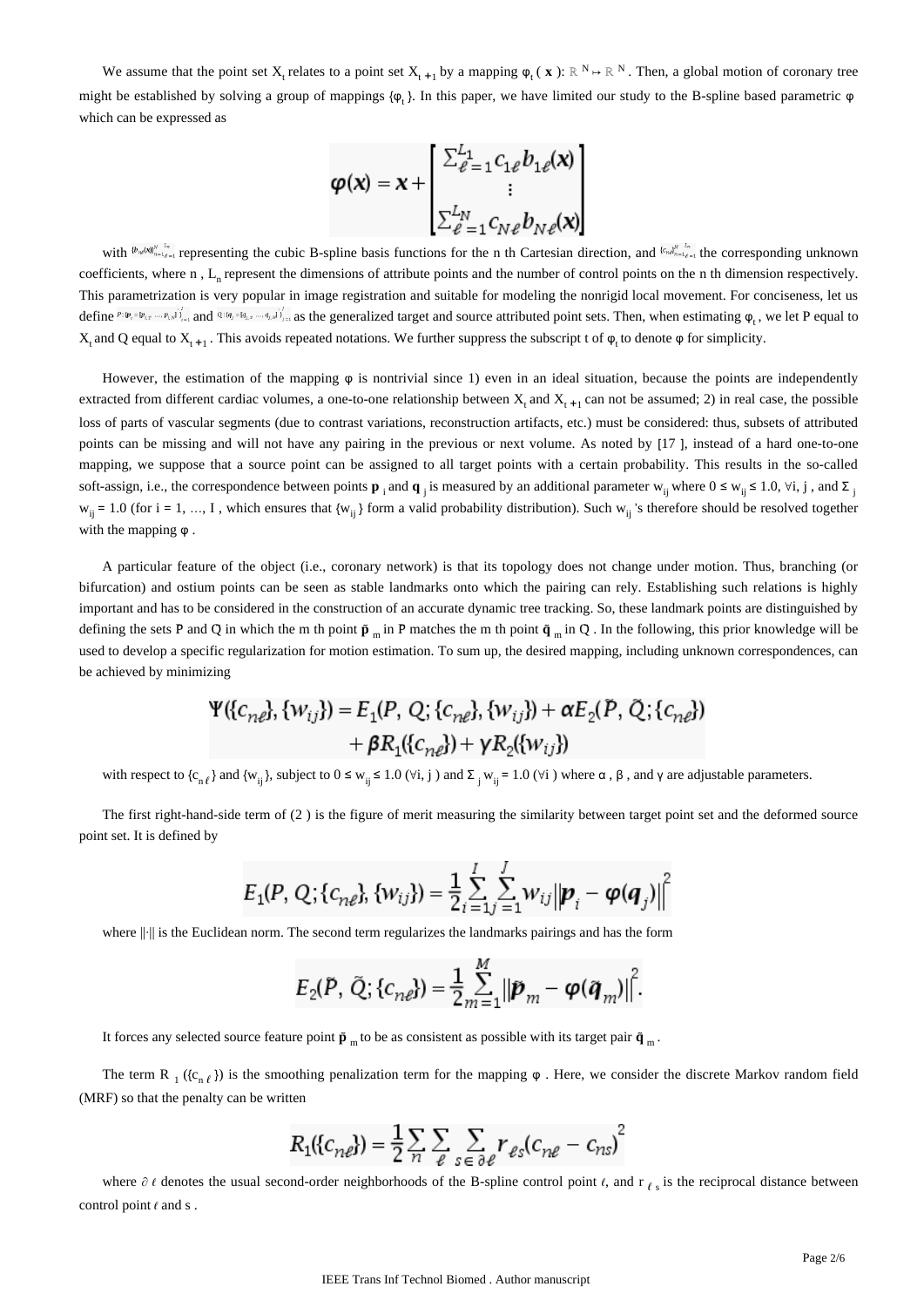We assume that the point set $X_t$ relates to a point set $X_{t+1}$ by a mapping $\varphi_t(\mathbf{x})$: $\mathbb{R}^N \mapsto \mathbb{R}^N$. Then, a global motion of coronary tree might be established by solving a group of mappings $\{\varphi_t\}$. In this paper, we have limited our study to the B-spline based parametric $\varphi$ which can be expressed as

$$\boldsymbol{\varphi}(\mathbf{x}) = \mathbf{x} + \begin{bmatrix} \sum_{\ell=1}^{L_1} c_{1\ell} b_{1\ell}(\mathbf{x}) \\ \vdots \\ \sum_{\ell=1}^{L_N} c_{N\ell} b_{N\ell}(\mathbf{x}) \end{bmatrix}$$

with $\{b_{n\ell}(\mathbf{x})\}_{n=1,\ell=1}^{N \quad L_n}$ representing the cubic B-spline basis functions for the n th Cartesian direction, and $\{c_{n\ell}\}_{n=1,\ell=1}^{N \quad L_n}$ the corresponding unknown coefficients, where $n$, $L_n$ represent the dimensions of attribute points and the number of control points on the n th dimension respectively. This parametrization is very popular in image registration and suitable for modeling the nonrigid local movement. For conciseness, let us define $P:\{\mathbf{p}_i = [p_{i,1}, \ldots, p_{i,N}]\}_{i=1}^{I}$ and $Q:\{\mathbf{q}_j = [q_{j,1}, \ldots, q_{j,N}]\}_{j=1}^{J}$ as the generalized target and source attributed point sets. Then, when estimating $\varphi_t$, we let P equal to $X_t$ and Q equal to $X_{t+1}$. This avoids repeated notations. We further suppress the subscript t of $\varphi_t$ to denote $\varphi$ for simplicity.

However, the estimation of the mapping $\varphi$ is nontrivial since 1) even in an ideal situation, because the points are independently extracted from different cardiac volumes, a one-to-one relationship between $X_t$ and $X_{t+1}$ can not be assumed; 2) in real case, the possible loss of parts of vascular segments (due to contrast variations, reconstruction artifacts, etc.) must be considered: thus, subsets of attributed points can be missing and will not have any pairing in the previous or next volume. As noted by [17], instead of a hard one-to-one mapping, we suppose that a source point can be assigned to all target points with a certain probability. This results in the so-called soft-assign, i.e., the correspondence between points $\mathbf{p}_i$ and $\mathbf{q}_j$ is measured by an additional parameter $w_{ij}$ where $0 \le w_{ij} \le 1.0$, $\forall i, j$, and $\Sigma_j w_{ij} = 1.0$ (for $i = 1, \ldots, I$, which ensures that $\{w_{ij}\}$ form a valid probability distribution). Such $w_{ij}$'s therefore should be resolved together with the mapping $\varphi$.

A particular feature of the object (i.e., coronary network) is that its topology does not change under motion. Thus, branching (or bifurcation) and ostium points can be seen as stable landmarks onto which the pairing can rely. Establishing such relations is highly important and has to be considered in the construction of an accurate dynamic tree tracking. So, these landmark points are distinguished by defining the sets $\tilde{P}$ and $\tilde{Q}$ in which the m th point $\tilde{\mathbf{p}}_m$ in $\tilde{P}$ matches the m th point $\tilde{\mathbf{q}}_m$ in $\tilde{Q}$. In the following, this prior knowledge will be used to develop a specific regularization for motion estimation. To sum up, the desired mapping, including unknown correspondences, can be achieved by minimizing

$$\Psi(\{c_{n\ell}\}, \{w_{ij}\}) = E_1(P, Q; \{c_{n\ell}\}, \{w_{ij}\}) + \alpha E_2(\tilde{P}, \tilde{Q}; \{c_{n\ell}\}) + \beta R_1(\{c_{n\ell}\}) + \gamma R_2(\{w_{ij}\})$$

with respect to $\{c_{n\ell}\}$ and $\{w_{ij}\}$, subject to $0 \le w_{ij} \le 1.0$ ($\forall i, j$) and $\Sigma_j w_{ij} = 1.0$ ($\forall i$) where $\alpha$, $\beta$, and $\gamma$ are adjustable parameters.

The first right-hand-side term of (2) is the figure of merit measuring the similarity between target point set and the deformed source point set. It is defined by

$$E_1(P, Q; \{c_{n\ell}\}, \{w_{ij}\}) = \frac{1}{2} \sum_{i=1}^{I} \sum_{j=1}^{J} w_{ij} \left\| \mathbf{p}_i - \boldsymbol{\varphi}(\mathbf{q}_j) \right\|^2$$

where $\|\cdot\|$ is the Euclidean norm. The second term regularizes the landmarks pairings and has the form

$$E_2(\tilde{P}, \tilde{Q}; \{c_{n\ell}\}) = \frac{1}{2} \sum_{m=1}^{M} \left\| \tilde{\mathbf{p}}_m - \boldsymbol{\varphi}(\tilde{\mathbf{q}}_m) \right\|^2.$$

It forces any selected source feature point $\tilde{\mathbf{p}}_m$ to be as consistent as possible with its target pair $\tilde{\mathbf{q}}_m$.

The term $R_1(\{c_{n\ell}\})$ is the smoothing penalization term for the mapping $\varphi$. Here, we consider the discrete Markov random field (MRF) so that the penalty can be written

$$R_1(\{c_{n\ell}\}) = \frac{1}{2} \sum_{n} \sum_{\ell} \sum_{s \in \partial \ell} r_{\ell s} (c_{n\ell} - c_{ns})^2$$

where $\partial \ell$ denotes the usual second-order neighborhoods of the B-spline control point $\ell$, and $r_{\ell s}$ is the reciprocal distance between control point $\ell$ and $s$.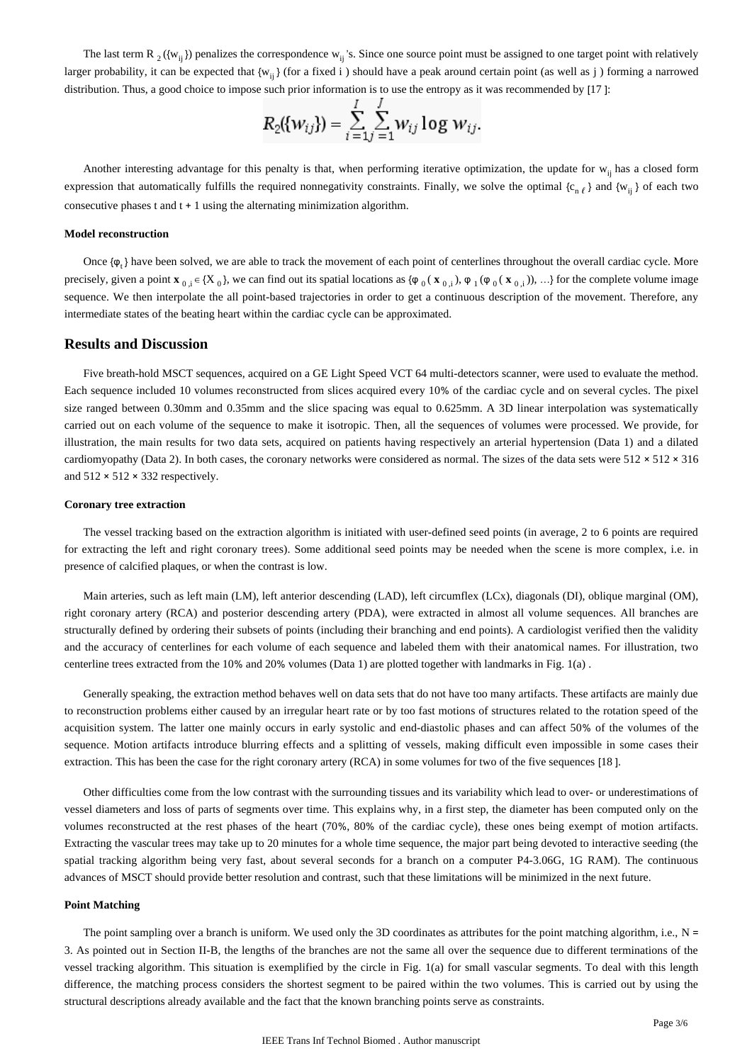The last term $R_2(\{w_{ij}\})$ penalizes the correspondence $w_{ij}$'s. Since one source point must be assigned to one target point with relatively larger probability, it can be expected that $\{w_{ij}\}$ (for a fixed i ) should have a peak around certain point (as well as j ) forming a narrowed distribution. Thus, a good choice to impose such prior information is to use the entropy as it was recommended by [17 ]:

$$R_2(\{w_{ij}\}) = \sum_{i=1}^{I}\sum_{j=1}^{J} w_{ij} \log w_{ij}.$$

Another interesting advantage for this penalty is that, when performing iterative optimization, the update for $w_{ij}$ has a closed form expression that automatically fulfills the required nonnegativity constraints. Finally, we solve the optimal $\{c_{n\ell}\}$ and $\{w_{ij}\}$ of each two consecutive phases t and t + 1 using the alternating minimization algorithm.

#### Model reconstruction

Once $\{\varphi_t\}$ have been solved, we are able to track the movement of each point of centerlines throughout the overall cardiac cycle. More precisely, given a point $\mathbf{x}_{0,i} \in \{X_0\}$, we can find out its spatial locations as $\{\varphi_0(\mathbf{x}_{0,i}), \varphi_1(\varphi_0(\mathbf{x}_{0,i})), \ldots\}$ for the complete volume image sequence. We then interpolate the all point-based trajectories in order to get a continuous description of the movement. Therefore, any intermediate states of the beating heart within the cardiac cycle can be approximated.

## Results and Discussion

Five breath-hold MSCT sequences, acquired on a GE Light Speed VCT 64 multi-detectors scanner, were used to evaluate the method. Each sequence included 10 volumes reconstructed from slices acquired every 10% of the cardiac cycle and on several cycles. The pixel size ranged between 0.30mm and 0.35mm and the slice spacing was equal to 0.625mm. A 3D linear interpolation was systematically carried out on each volume of the sequence to make it isotropic. Then, all the sequences of volumes were processed. We provide, for illustration, the main results for two data sets, acquired on patients having respectively an arterial hypertension (Data 1) and a dilated cardiomyopathy (Data 2). In both cases, the coronary networks were considered as normal. The sizes of the data sets were 512 × 512 × 316 and 512 × 512 × 332 respectively.

#### Coronary tree extraction

The vessel tracking based on the extraction algorithm is initiated with user-defined seed points (in average, 2 to 6 points are required for extracting the left and right coronary trees). Some additional seed points may be needed when the scene is more complex, i.e. in presence of calcified plaques, or when the contrast is low.

Main arteries, such as left main (LM), left anterior descending (LAD), left circumflex (LCx), diagonals (DI), oblique marginal (OM), right coronary artery (RCA) and posterior descending artery (PDA), were extracted in almost all volume sequences. All branches are structurally defined by ordering their subsets of points (including their branching and end points). A cardiologist verified then the validity and the accuracy of centerlines for each volume of each sequence and labeled them with their anatomical names. For illustration, two centerline trees extracted from the 10% and 20% volumes (Data 1) are plotted together with landmarks in Fig. 1(a) .

Generally speaking, the extraction method behaves well on data sets that do not have too many artifacts. These artifacts are mainly due to reconstruction problems either caused by an irregular heart rate or by too fast motions of structures related to the rotation speed of the acquisition system. The latter one mainly occurs in early systolic and end-diastolic phases and can affect 50% of the volumes of the sequence. Motion artifacts introduce blurring effects and a splitting of vessels, making difficult even impossible in some cases their extraction. This has been the case for the right coronary artery (RCA) in some volumes for two of the five sequences [18 ].

Other difficulties come from the low contrast with the surrounding tissues and its variability which lead to over- or underestimations of vessel diameters and loss of parts of segments over time. This explains why, in a first step, the diameter has been computed only on the volumes reconstructed at the rest phases of the heart (70%, 80% of the cardiac cycle), these ones being exempt of motion artifacts. Extracting the vascular trees may take up to 20 minutes for a whole time sequence, the major part being devoted to interactive seeding (the spatial tracking algorithm being very fast, about several seconds for a branch on a computer P4-3.06G, 1G RAM). The continuous advances of MSCT should provide better resolution and contrast, such that these limitations will be minimized in the next future.

#### Point Matching

The point sampling over a branch is uniform. We used only the 3D coordinates as attributes for the point matching algorithm, i.e., N = 3. As pointed out in Section II-B, the lengths of the branches are not the same all over the sequence due to different terminations of the vessel tracking algorithm. This situation is exemplified by the circle in Fig. 1(a) for small vascular segments. To deal with this length difference, the matching process considers the shortest segment to be paired within the two volumes. This is carried out by using the structural descriptions already available and the fact that the known branching points serve as constraints.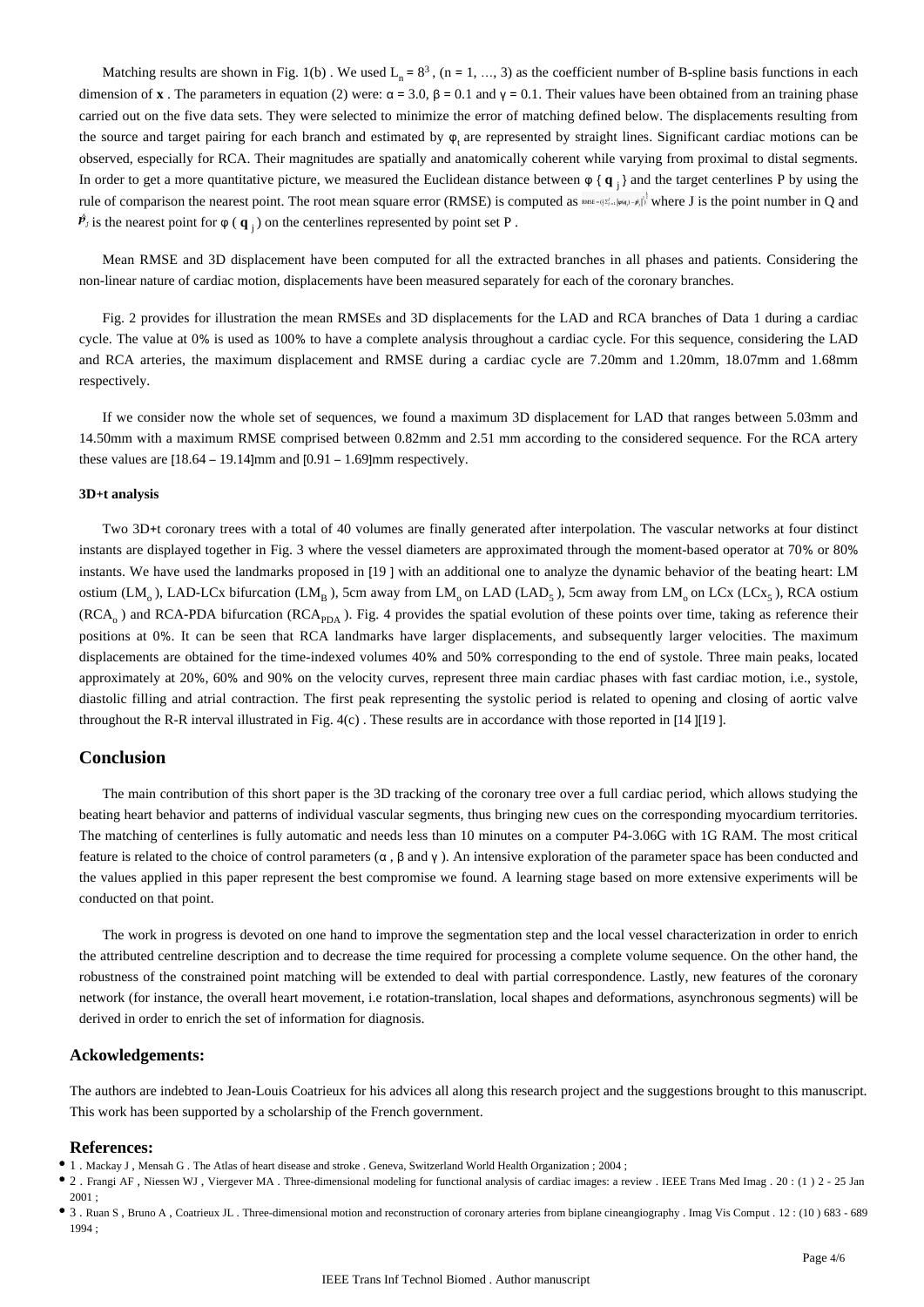Matching results are shown in Fig. 1(b) . We used $L_n = 8^3$ , (n = 1, …, 3) as the coefficient number of B-spline basis functions in each dimension of **x** . The parameters in equation (2) were: α = 3.0, β = 0.1 and γ = 0.1. Their values have been obtained from an training phase carried out on the five data sets. They were selected to minimize the error of matching defined below. The displacements resulting from the source and target pairing for each branch and estimated by $\varphi_t$ are represented by straight lines. Significant cardiac motions can be observed, especially for RCA. Their magnitudes are spatially and anatomically coherent while varying from proximal to distal segments. In order to get a more quantitative picture, we measured the Euclidean distance between φ { $\mathbf{q}_j$ } and the target centerlines P by using the rule of comparison the nearest point. The root mean square error (RMSE) is computed as $RMSE = \left(\frac{1}{J}\sum_{j=1}^{J}\|\varphi(\mathbf{q}_j) - \hat{p}_j\|^2\right)^{\frac{1}{2}}$ where J is the point number in Q and $\hat{p}_j$ is the nearest point for φ ( $\mathbf{q}_j$ ) on the centerlines represented by point set P .

Mean RMSE and 3D displacement have been computed for all the extracted branches in all phases and patients. Considering the non-linear nature of cardiac motion, displacements have been measured separately for each of the coronary branches.

Fig. 2 provides for illustration the mean RMSEs and 3D displacements for the LAD and RCA branches of Data 1 during a cardiac cycle. The value at 0% is used as 100% to have a complete analysis throughout a cardiac cycle. For this sequence, considering the LAD and RCA arteries, the maximum displacement and RMSE during a cardiac cycle are 7.20mm and 1.20mm, 18.07mm and 1.68mm respectively.

If we consider now the whole set of sequences, we found a maximum 3D displacement for LAD that ranges between 5.03mm and 14.50mm with a maximum RMSE comprised between 0.82mm and 2.51 mm according to the considered sequence. For the RCA artery these values are [18.64 – 19.14]mm and [0.91 – 1.69]mm respectively.

#### 3D+t analysis

Two 3D+t coronary trees with a total of 40 volumes are finally generated after interpolation. The vascular networks at four distinct instants are displayed together in Fig. 3 where the vessel diameters are approximated through the moment-based operator at 70% or 80% instants. We have used the landmarks proposed in [19 ] with an additional one to analyze the dynamic behavior of the beating heart: LM ostium ($LM_o$ ), LAD-LCx bifurcation ($LM_B$ ), 5cm away from $LM_o$ on LAD ($LAD_5$ ), 5cm away from $LM_o$ on LCx ($LCx_5$ ), RCA ostium ($RCA_o$ ) and RCA-PDA bifurcation ($RCA_{PDA}$ ). Fig. 4 provides the spatial evolution of these points over time, taking as reference their positions at 0%. It can be seen that RCA landmarks have larger displacements, and subsequently larger velocities. The maximum displacements are obtained for the time-indexed volumes 40% and 50% corresponding to the end of systole. Three main peaks, located approximately at 20%, 60% and 90% on the velocity curves, represent three main cardiac phases with fast cardiac motion, i.e., systole, diastolic filling and atrial contraction. The first peak representing the systolic period is related to opening and closing of aortic valve throughout the R-R interval illustrated in Fig. 4(c) . These results are in accordance with those reported in [14 ][19 ].

## Conclusion

The main contribution of this short paper is the 3D tracking of the coronary tree over a full cardiac period, which allows studying the beating heart behavior and patterns of individual vascular segments, thus bringing new cues on the corresponding myocardium territories. The matching of centerlines is fully automatic and needs less than 10 minutes on a computer P4-3.06G with 1G RAM. The most critical feature is related to the choice of control parameters (α , β and γ ). An intensive exploration of the parameter space has been conducted and the values applied in this paper represent the best compromise we found. A learning stage based on more extensive experiments will be conducted on that point.

The work in progress is devoted on one hand to improve the segmentation step and the local vessel characterization in order to enrich the attributed centreline description and to decrease the time required for processing a complete volume sequence. On the other hand, the robustness of the constrained point matching will be extended to deal with partial correspondence. Lastly, new features of the coronary network (for instance, the overall heart movement, i.e rotation-translation, local shapes and deformations, asynchronous segments) will be derived in order to enrich the set of information for diagnosis.

### Ackowledgements:

The authors are indebted to Jean-Louis Coatrieux for his advices all along this research project and the suggestions brought to this manuscript. This work has been supported by a scholarship of the French government.

### References:

- 1 . Mackay J , Mensah G . The Atlas of heart disease and stroke . Geneva, Switzerland World Health Organization ; 2004 ;
- 2 . Frangi AF , Niessen WJ , Viergever MA . Three-dimensional modeling for functional analysis of cardiac images: a review . IEEE Trans Med Imag . 20 : (1 ) 2 - 25 Jan 2001 ;
- 3 . Ruan S , Bruno A , Coatrieux JL . Three-dimensional motion and reconstruction of coronary arteries from biplane cineangiography . Imag Vis Comput . 12 : (10 ) 683 - 689 1994 ;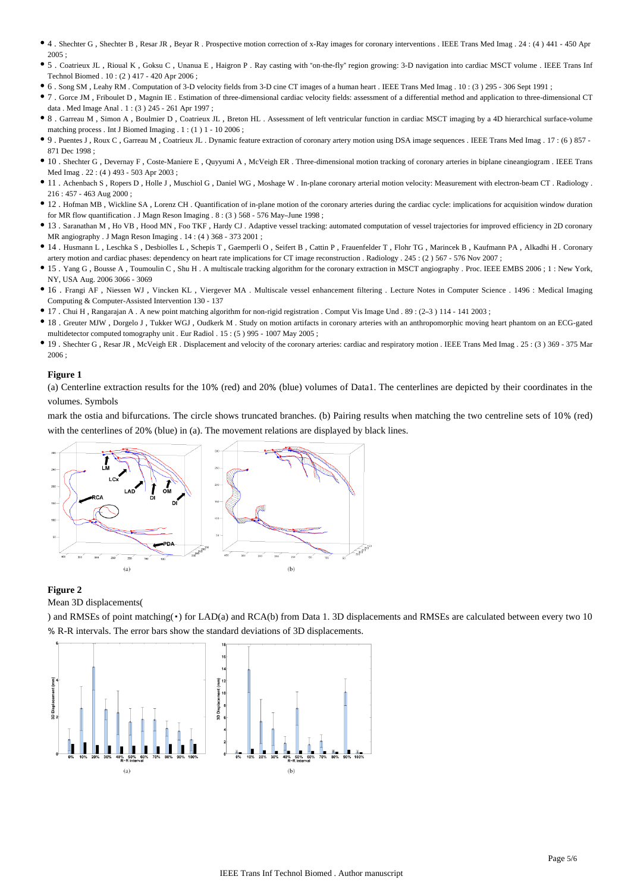- 4 . Shechter G , Shechter B , Resar JR , Beyar R . Prospective motion correction of x-Ray images for coronary interventions . IEEE Trans Med Imag . 24 : (4 ) 441 - 450 Apr 2005 ;
- 5 . Coatrieux JL , Rioual K , Goksu C , Unanua E , Haigron P . Ray casting with "on-the-fly" region growing: 3-D navigation into cardiac MSCT volume . IEEE Trans Inf Technol Biomed . 10 : (2 ) 417 - 420 Apr 2006 ;
- 6 . Song SM , Leahy RM . Computation of 3-D velocity fields from 3-D cine CT images of a human heart . IEEE Trans Med Imag . 10 : (3 ) 295 - 306 Sept 1991 ;
- 7 . Gorce JM , Friboulet D , Magnin IE . Estimation of three-dimensional cardiac velocity fields: assessment of a differential method and application to three-dimensional CT data . Med Image Anal . 1 : (3 ) 245 - 261 Apr 1997 ;
- 8 . Garreau M , Simon A , Boulmier D , Coatrieux JL , Breton HL . Assessment of left ventricular function in cardiac MSCT imaging by a 4D hierarchical surface-volume matching process . Int J Biomed Imaging . 1 : (1 ) 1 - 10 2006 ;
- 9 . Puentes J , Roux C , Garreau M , Coatrieux JL . Dynamic feature extraction of coronary artery motion using DSA image sequences . IEEE Trans Med Imag . 17 : (6 ) 857 - 871 Dec 1998 ;
- 10 . Shechter G , Devernay F , Coste-Maniere E , Quyyumi A , McVeigh ER . Three-dimensional motion tracking of coronary arteries in biplane cineangiogram . IEEE Trans Med Imag . 22 : (4 ) 493 - 503 Apr 2003 ;
- 11 . Achenbach S , Ropers D , Holle J , Muschiol G , Daniel WG , Moshage W . In-plane coronary arterial motion velocity: Measurement with electron-beam CT . Radiology . 216 : 457 - 463 Aug 2000 ;
- 12 . Hofman MB , Wickline SA , Lorenz CH . Quantification of in-plane motion of the coronary arteries during the cardiac cycle: implications for acquisition window duration for MR flow quantification . J Magn Reson Imaging . 8 : (3 ) 568 - 576 May–June 1998 ;
- 13 . Saranathan M , Ho VB , Hood MN , Foo TKF , Hardy CJ . Adaptive vessel tracking: automated computation of vessel trajectories for improved efficiency in 2D coronary MR angiography . J Magn Reson Imaging . 14 : (4 ) 368 - 373 2001 ;
- 14 . Husmann L , Leschka S , Desbiolles L , Schepis T , Gaemperli O , Seifert B , Cattin P , Frauenfelder T , Flohr TG , Marincek B , Kaufmann PA , Alkadhi H . Coronary artery motion and cardiac phases: dependency on heart rate implications for CT image reconstruction . Radiology . 245 : (2 ) 567 - 576 Nov 2007 ;
- 15 . Yang G , Bousse A , Toumoulin C , Shu H . A multiscale tracking algorithm for the coronary extraction in MSCT angiography . Proc. IEEE EMBS 2006 ; 1 : New York, NY, USA Aug. 2006 3066 - 3069
- 16 . Frangi AF , Niessen WJ , Vincken KL , Viergever MA . Multiscale vessel enhancement filtering . Lecture Notes in Computer Science . 1496 : Medical Imaging Computing & Computer-Assisted Intervention 130 - 137
- 17 . Chui H , Rangarajan A . A new point matching algorithm for non-rigid registration . Comput Vis Image Und . 89 : (2–3 ) 114 - 141 2003 ;
- 18 . Greuter MJW , Dorgelo J , Tukker WGJ , Oudkerk M . Study on motion artifacts in coronary arteries with an anthropomorphic moving heart phantom on an ECG-gated multidetector computed tomography unit . Eur Radiol . 15 : (5 ) 995 - 1007 May 2005 ;
- 19 . Shechter G , Resar JR , McVeigh ER . Displacement and velocity of the coronary arteries: cardiac and respiratory motion . IEEE Trans Med Imag . 25 : (3 ) 369 - 375 Mar 2006 ;

**Figure 1**

(a) Centerline extraction results for the 10% (red) and 20% (blue) volumes of Data1. The centerlines are depicted by their coordinates in the volumes. Symbols

mark the ostia and bifurcations. The circle shows truncated branches. (b) Pairing results when matching the two centreline sets of 10% (red) with the centerlines of 20% (blue) in (a). The movement relations are displayed by black lines.

**Figure 2**

Mean 3D displacements(

) and RMSEs of point matching(▪) for LAD(a) and RCA(b) from Data 1. 3D displacements and RMSEs are calculated between every two 10 % R-R intervals. The error bars show the standard deviations of 3D displacements.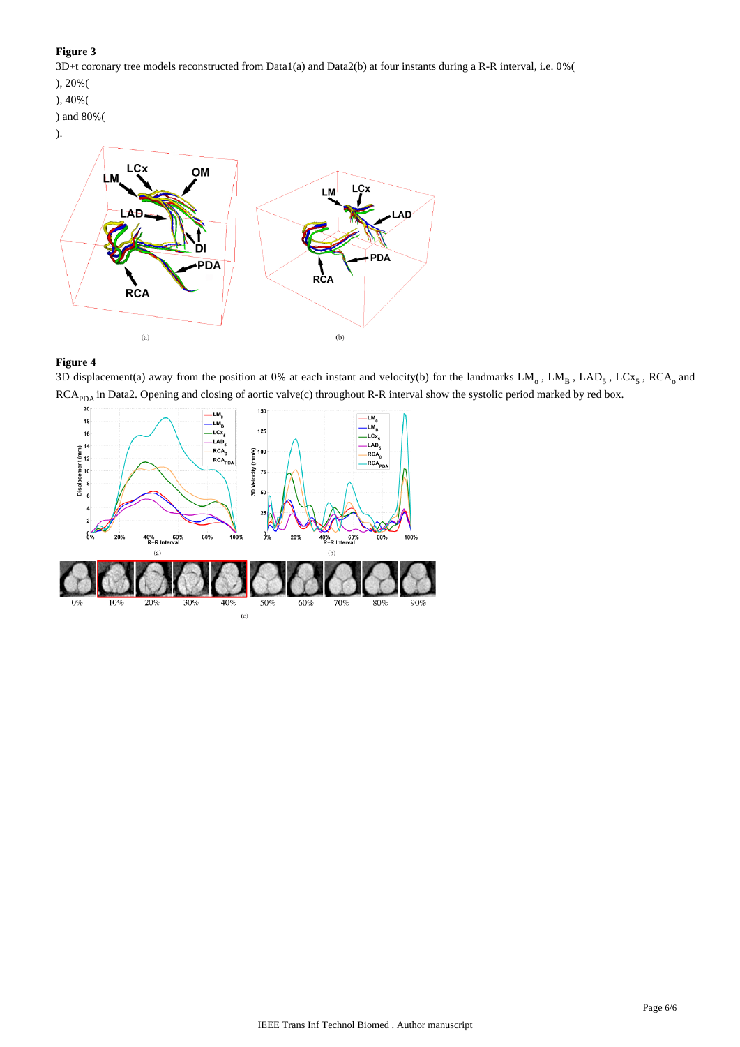**Figure 3**

3D+t coronary tree models reconstructed from Data1(a) and Data2(b) at four instants during a R-R interval, i.e. 0%(
), 20%(
), 40%(
) and 80%(
).

LM
LCx
OM
LAD
DI
PDA
RCA
(a)

LM
LCx
LAD
PDA
RCA
(b)

**Figure 4**

3D displacement(a) away from the position at 0% at each instant and velocity(b) for the landmarks $LM_o$ , $LM_B$ , $LAD_5$ , $LCx_5$ , $RCA_o$ and $RCA_{PDA}$ in Data2. Opening and closing of aortic valve(c) throughout R-R interval show the systolic period marked by red box.

Displacement (mm)
20
18
16
14
12
10
8
6
4
2
0
0%
20%
40%
60%
80%
100%
R-R Interval
$LM_o$
$LM_B$
$LCx_5$
$LAD_5$
$RCA_o$
$RCA_{PDA}$
(a)

3D Velocity (mm/s)
150
125
100
75
50
25
0
0%
20%
40%
60%
80%
100%
R-R Interval
$LM_o$
$LM_B$
$LCx_5$
$LAD_5$
$RCA_o$
$RCA_{PDA}$
(b)

0%
10%
20%
30%
40%
50%
60%
70%
80%
90%
(c)